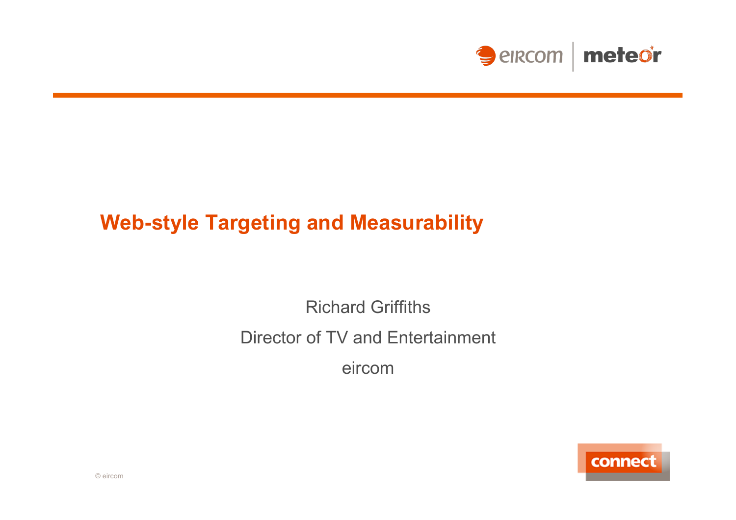# Web-style Targeting and Measurability

Richard Griffiths

Director of TV and Entertainment

eircom

© eircom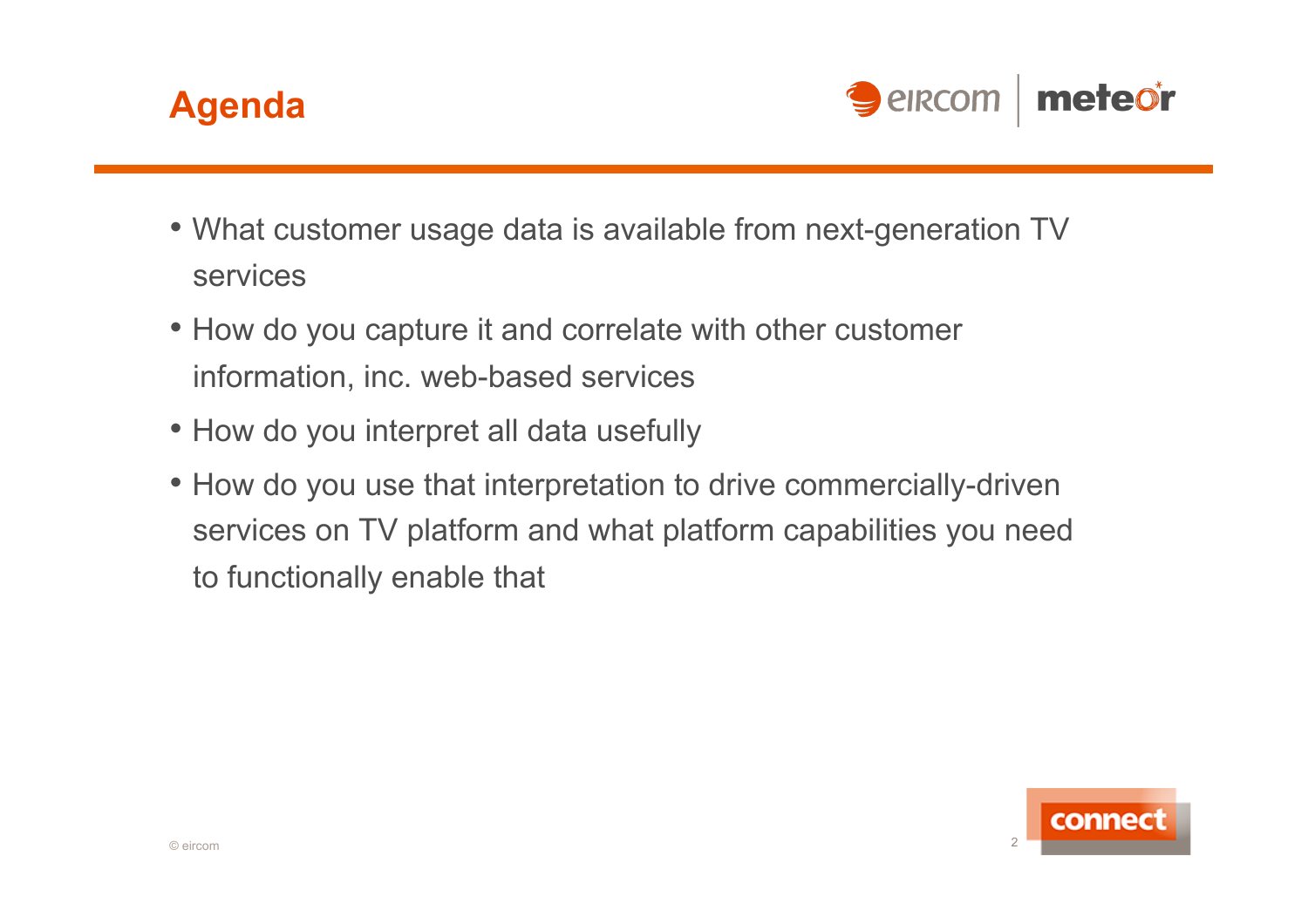# Agenda

- What customer usage data is available from next-generation TV services
- How do you capture it and correlate with other customer information, inc. web-based services
- How do you interpret all data usefully
- How do you use that interpretation to drive commercially-driven services on TV platform and what platform capabilities you need to functionally enable that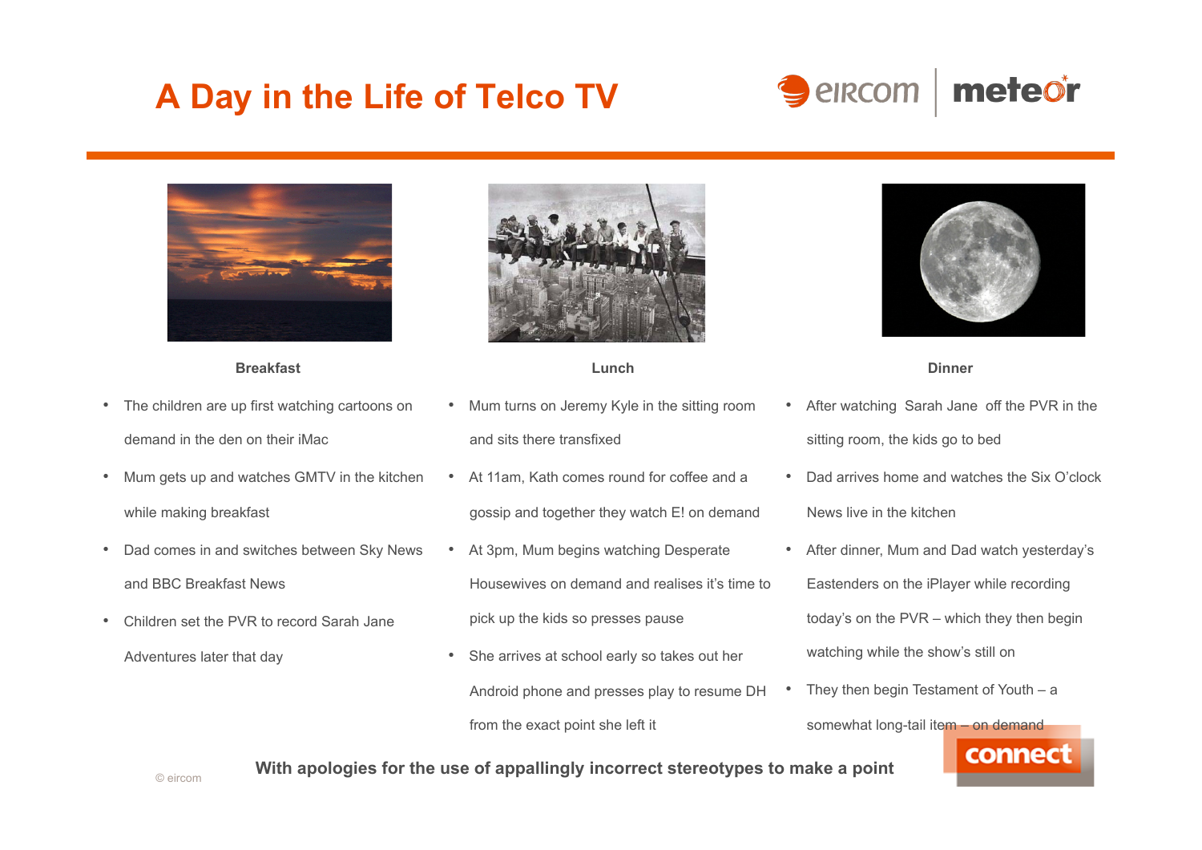# A Day in the Life of Telco TV

### Breakfast

- The children are up first watching cartoons on demand in the den on their iMac
- Mum gets up and watches GMTV in the kitchen while making breakfast
- Dad comes in and switches between Sky News and BBC Breakfast News
- Children set the PVR to record Sarah Jane Adventures later that day

### Lunch

- Mum turns on Jeremy Kyle in the sitting room and sits there transfixed
- At 11am, Kath comes round for coffee and a gossip and together they watch E! on demand
- At 3pm, Mum begins watching Desperate Housewives on demand and realises it's time to pick up the kids so presses pause
- She arrives at school early so takes out her Android phone and presses play to resume DH from the exact point she left it

### Dinner

- After watching Sarah Jane off the PVR in the sitting room, the kids go to bed
- Dad arrives home and watches the Six O'clock News live in the kitchen
- After dinner, Mum and Dad watch yesterday's Eastenders on the iPlayer while recording today's on the PVR – which they then begin watching while the show's still on
- They then begin Testament of Youth – a somewhat long-tail item – on demand

**With apologies for the use of appallingly incorrect stereotypes to make a point**

© eircom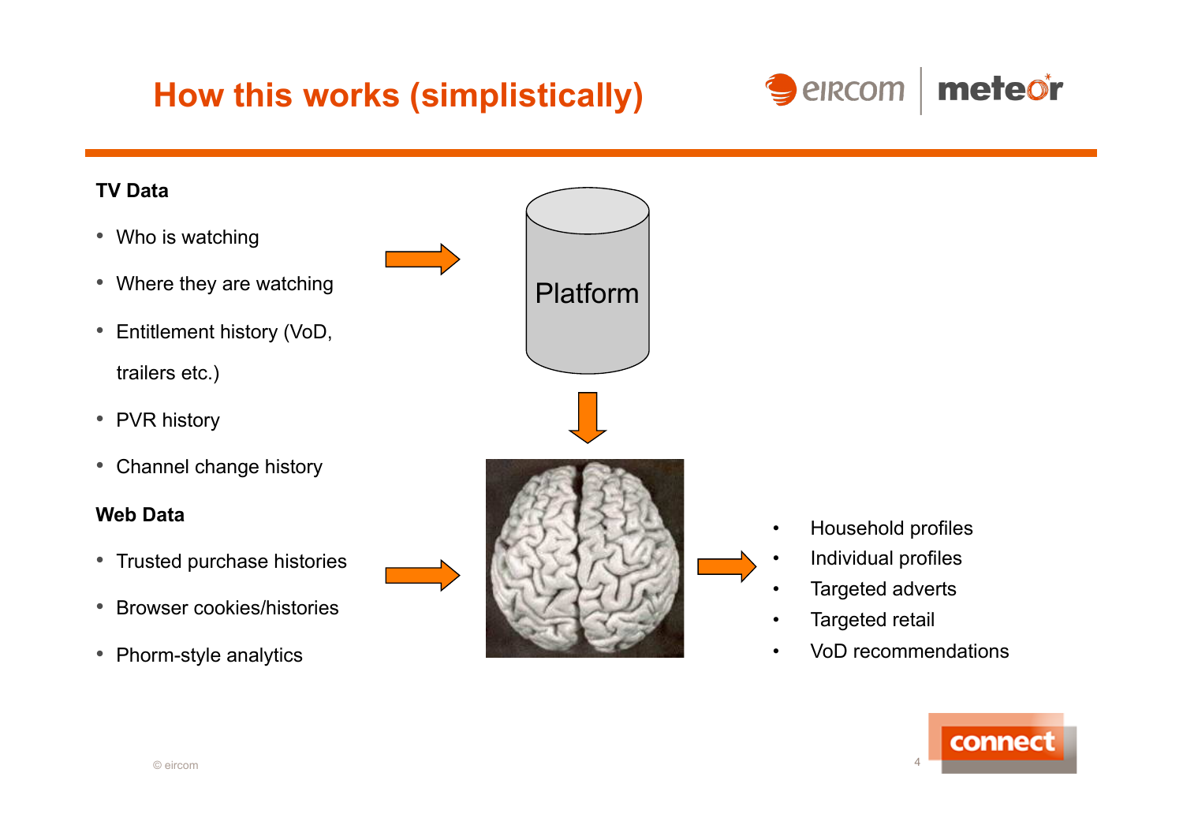# How this works (simplistically)

**TV Data**

- Who is watching
- Where they are watching
- Entitlement history (VoD, trailers etc.)
- PVR history
- Channel change history

**Web Data**

- Trusted purchase histories
- Browser cookies/histories
- Phorm-style analytics

Platform

- Household profiles
- Individual profiles
- Targeted adverts
- Targeted retail
- VoD recommendations

© eircom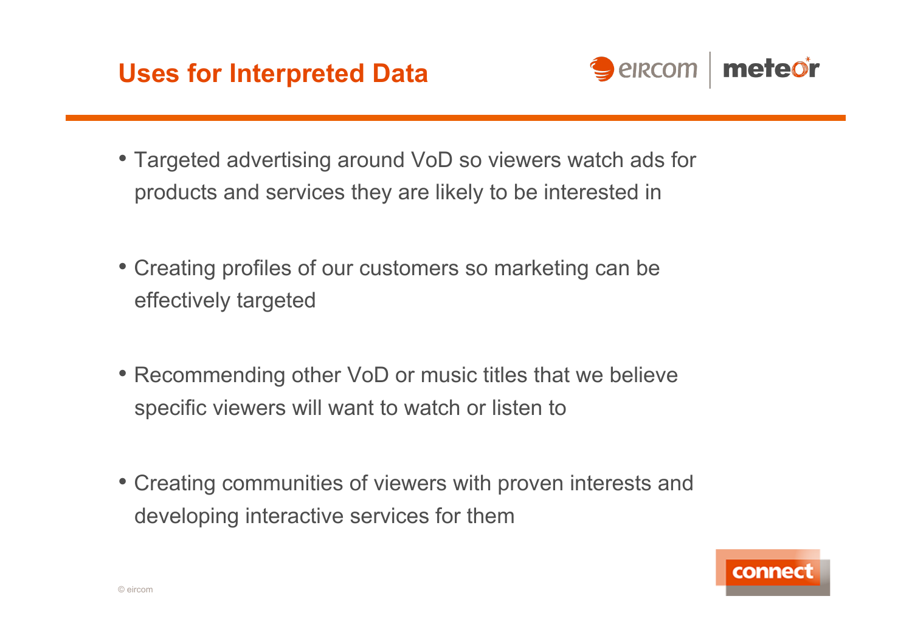# Uses for Interpreted Data

- Targeted advertising around VoD so viewers watch ads for products and services they are likely to be interested in

- Creating profiles of our customers so marketing can be effectively targeted

- Recommending other VoD or music titles that we believe specific viewers will want to watch or listen to

- Creating communities of viewers with proven interests and developing interactive services for them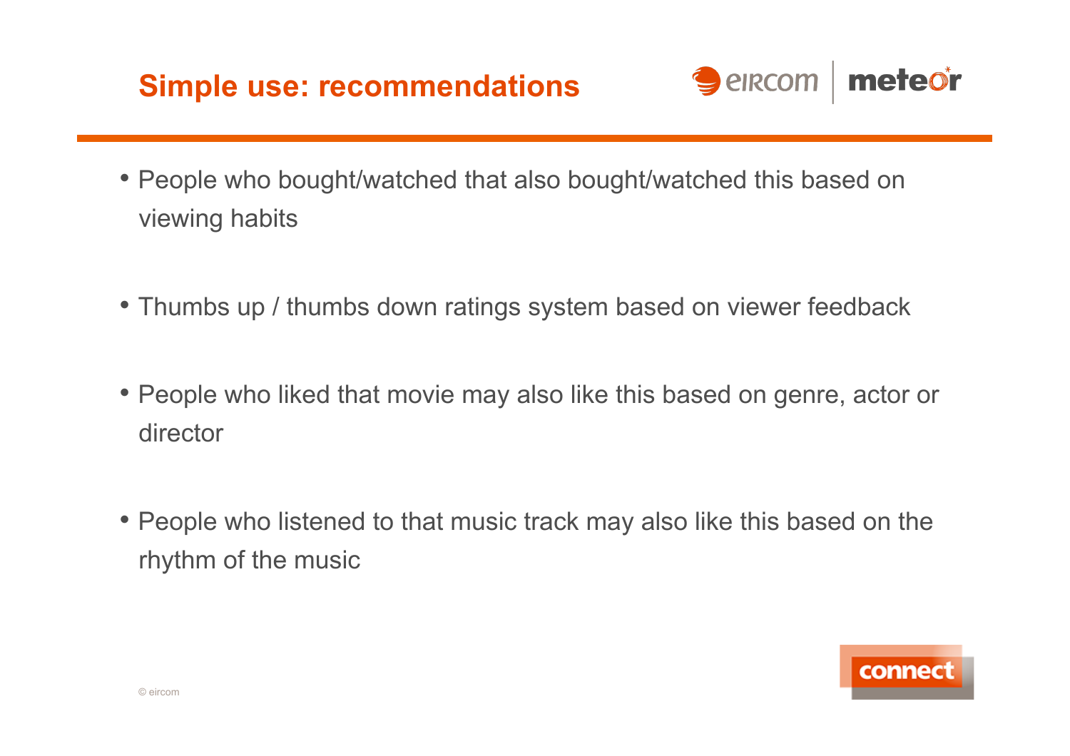# Simple use: recommendations

- People who bought/watched that also bought/watched this based on viewing habits
- Thumbs up / thumbs down ratings system based on viewer feedback
- People who liked that movie may also like this based on genre, actor or director
- People who listened to that music track may also like this based on the rhythm of the music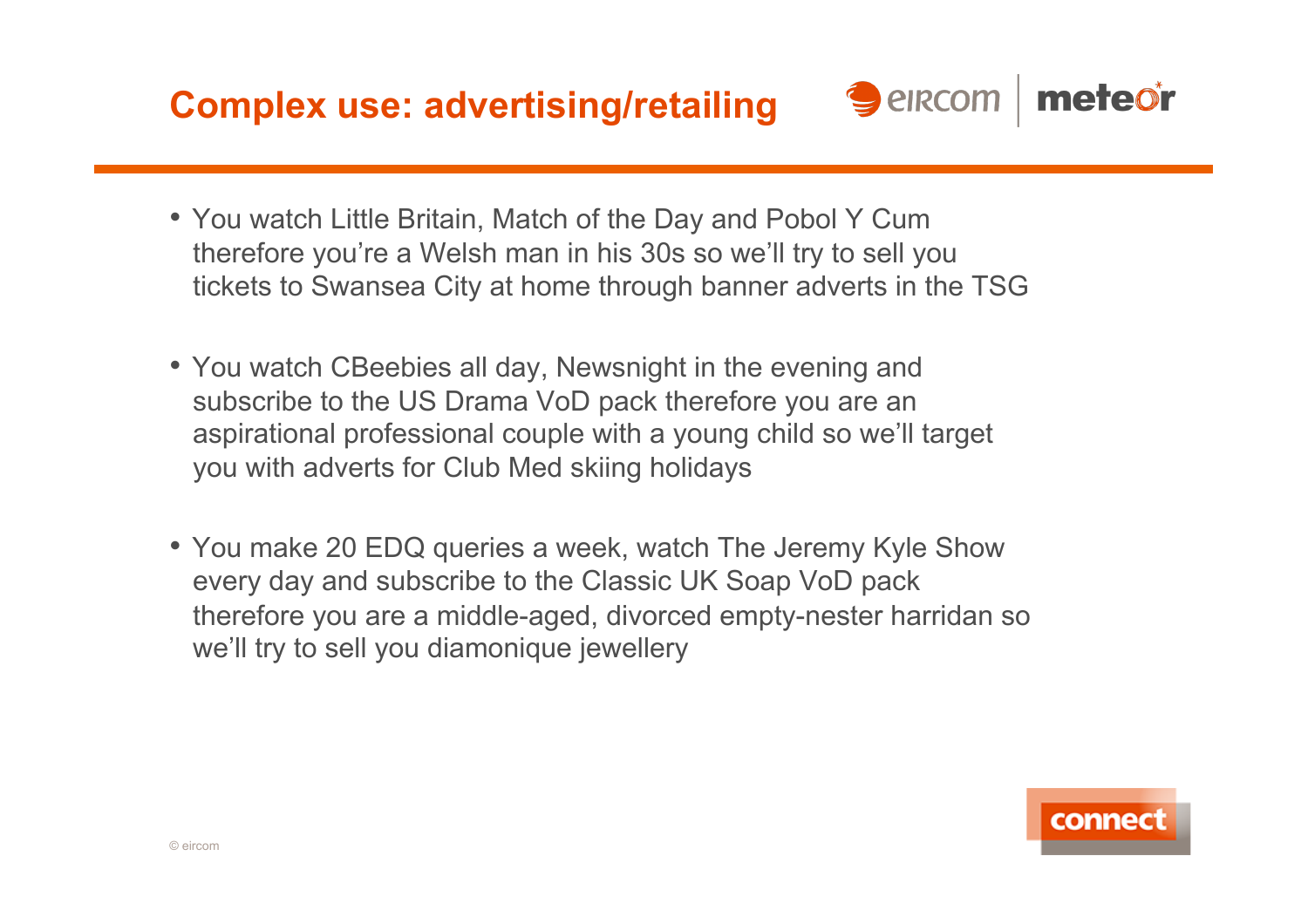# Complex use: advertising/retailing

- You watch Little Britain, Match of the Day and Pobol Y Cum therefore you're a Welsh man in his 30s so we'll try to sell you tickets to Swansea City at home through banner adverts in the TSG
- You watch CBeebies all day, Newsnight in the evening and subscribe to the US Drama VoD pack therefore you are an aspirational professional couple with a young child so we'll target you with adverts for Club Med skiing holidays
- You make 20 EDQ queries a week, watch The Jeremy Kyle Show every day and subscribe to the Classic UK Soap VoD pack therefore you are a middle-aged, divorced empty-nester harridan so we'll try to sell you diamonique jewellery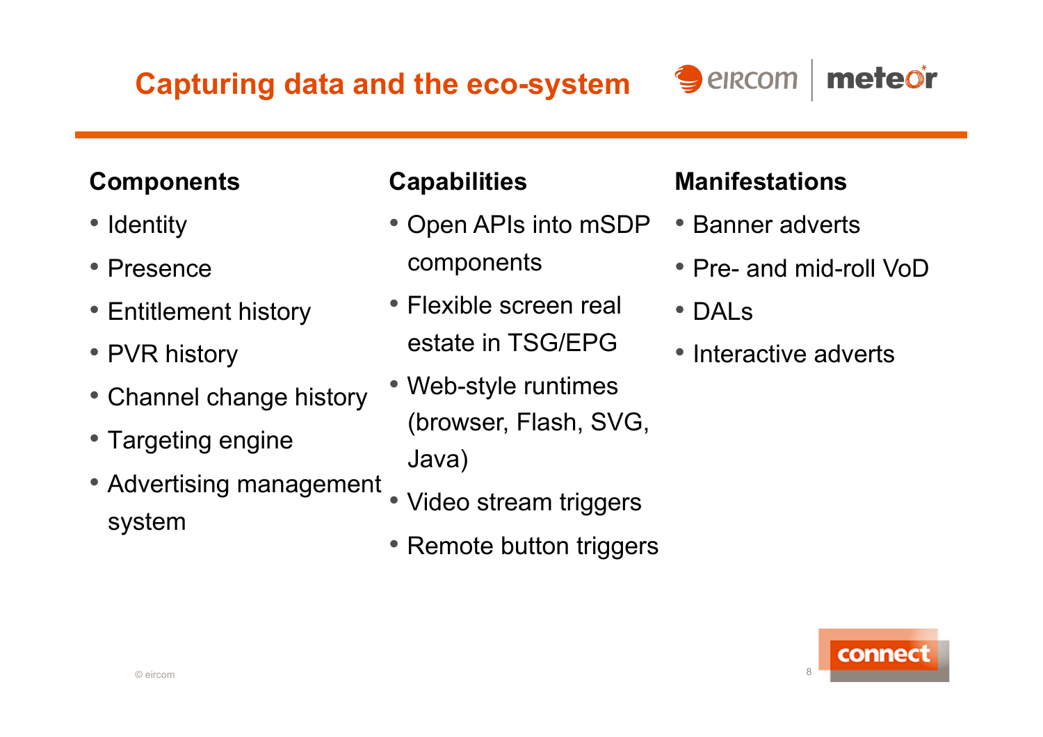# Capturing data and the eco-system

### Components

- Identity
- Presence
- Entitlement history
- PVR history
- Channel change history
- Targeting engine
- Advertising management system

### Capabilities

- Open APIs into mSDP components
- Flexible screen real estate in TSG/EPG
- Web-style runtimes (browser, Flash, SVG, Java)
- Video stream triggers
- Remote button triggers

### Manifestations

- Banner adverts
- Pre- and mid-roll VoD
- DALs
- Interactive adverts

© eircom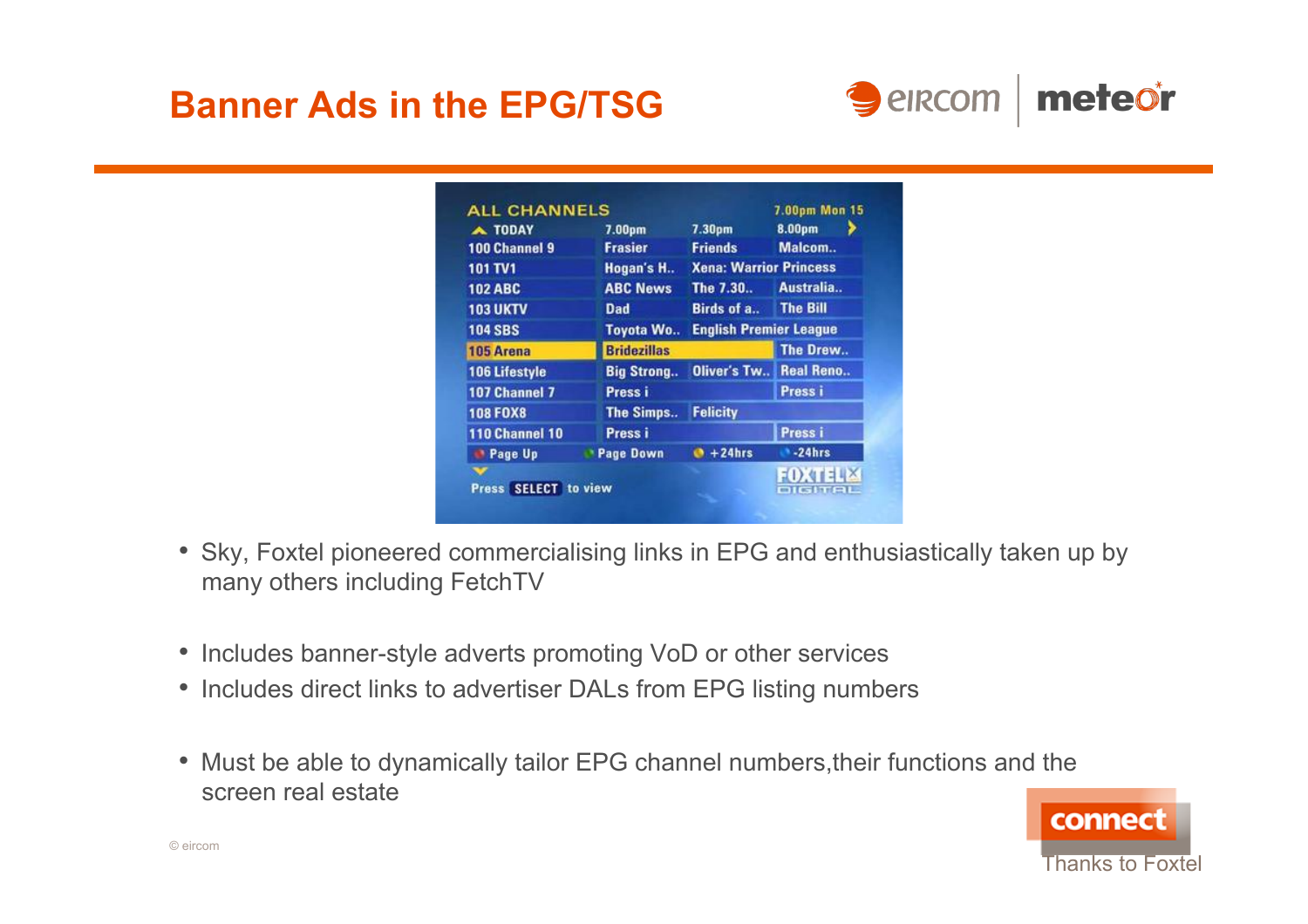# Banner Ads in the EPG/TSG

- Sky, Foxtel pioneered commercialising links in EPG and enthusiastically taken up by many others including FetchTV

- Includes banner-style adverts promoting VoD or other services
- Includes direct links to advertiser DALs from EPG listing numbers

- Must be able to dynamically tailor EPG channel numbers,their functions and the screen real estate

© eircom

Thanks to Foxtel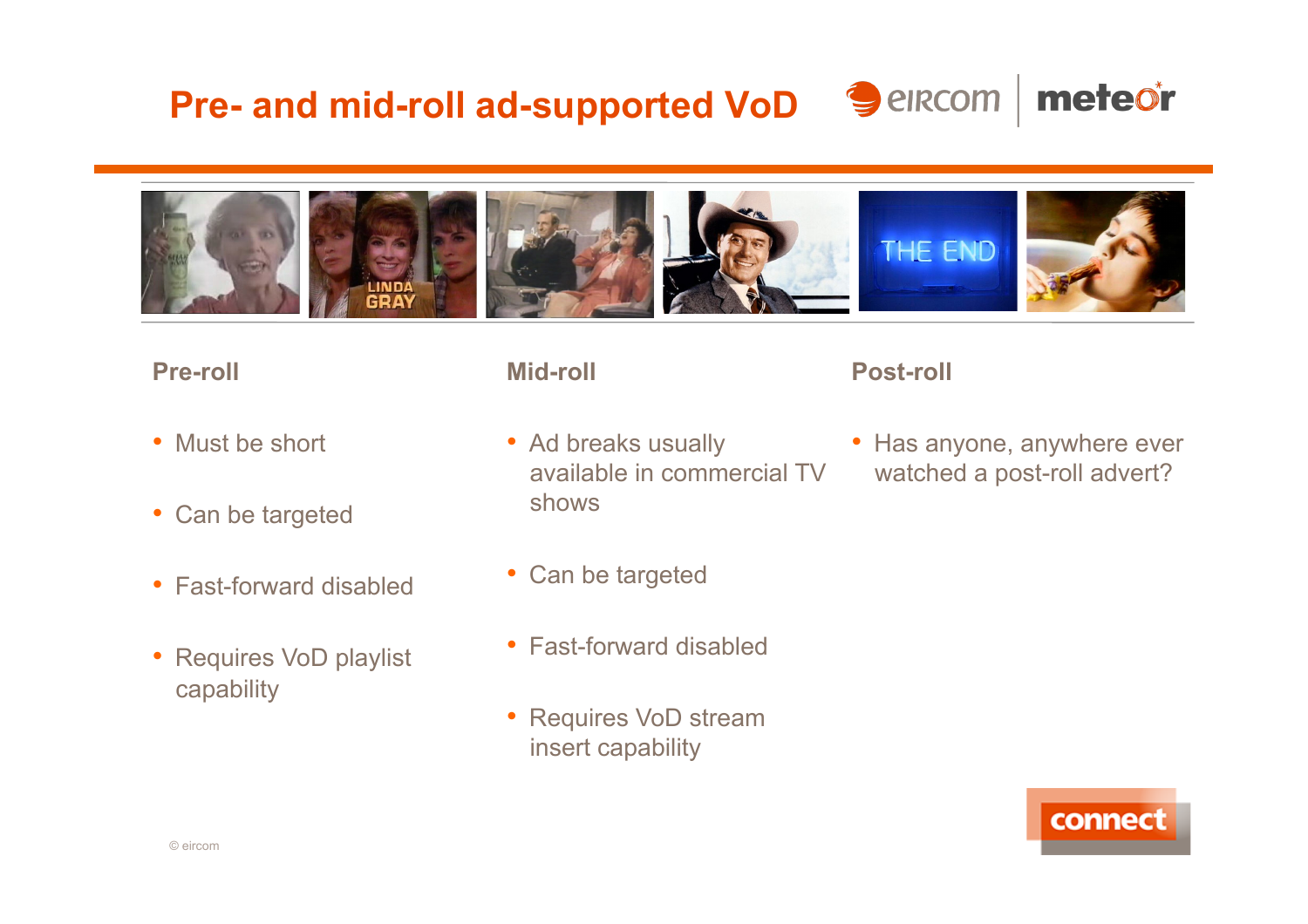# Pre- and mid-roll ad-supported VoD

### Pre-roll

- Must be short
- Can be targeted
- Fast-forward disabled
- Requires VoD playlist capability

### Mid-roll

- Ad breaks usually available in commercial TV shows
- Can be targeted
- Fast-forward disabled
- Requires VoD stream insert capability

### Post-roll

- Has anyone, anywhere ever watched a post-roll advert?

© eircom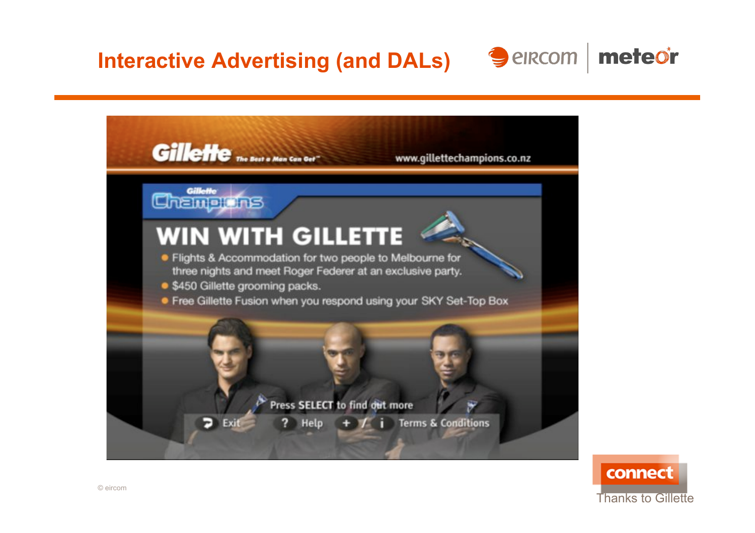# Interactive Advertising (and DALs)

Gillette The Best a Man Can Get™ www.gillettechampions.co.nz

Gillette Champions

## WIN WITH GILLETTE

- Flights & Accommodation for two people to Melbourne for three nights and meet Roger Federer at an exclusive party.
- $450 Gillette grooming packs.
- Free Gillette Fusion when you respond using your SKY Set-Top Box

Press SELECT to find out more

Exit ? Help + / i Terms & Conditions

© eircom

connect

Thanks to Gillette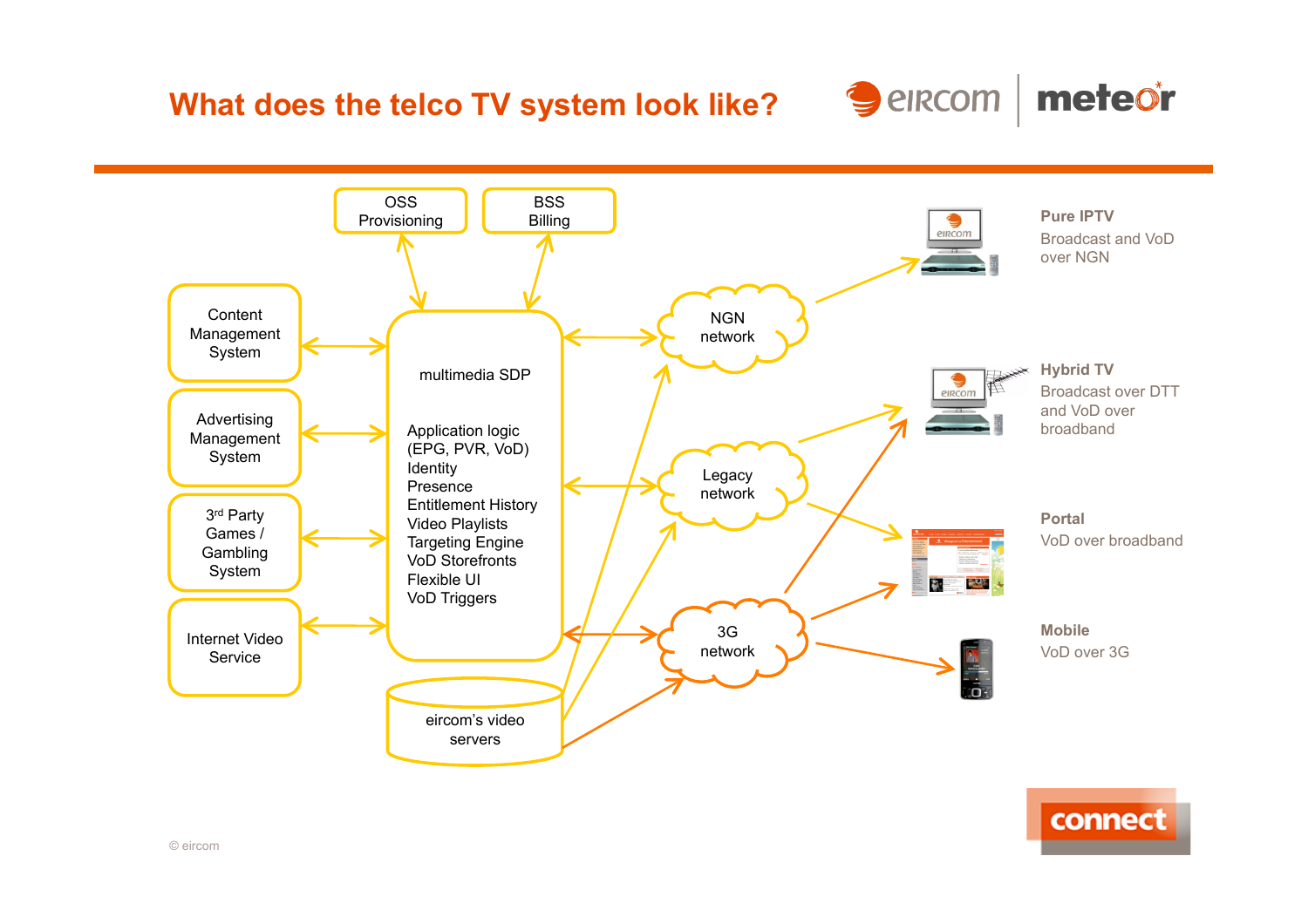# What does the telco TV system look like?

OSS
Provisioning

BSS
Billing

Content
Management
System

Advertising
Management
System

3rd Party
Games /
Gambling
System

Internet Video
Service

multimedia SDP

Application logic
(EPG, PVR, VoD)
Identity
Presence
Entitlement History
Video Playlists
Targeting Engine
VoD Storefronts
Flexible UI
VoD Triggers

eircom's video
servers

NGN
network

Legacy
network

3G
network

**Pure IPTV**
Broadcast and VoD over NGN

**Hybrid TV**
Broadcast over DTT and VoD over broadband

**Portal**
VoD over broadband

**Mobile**
VoD over 3G

© eircom